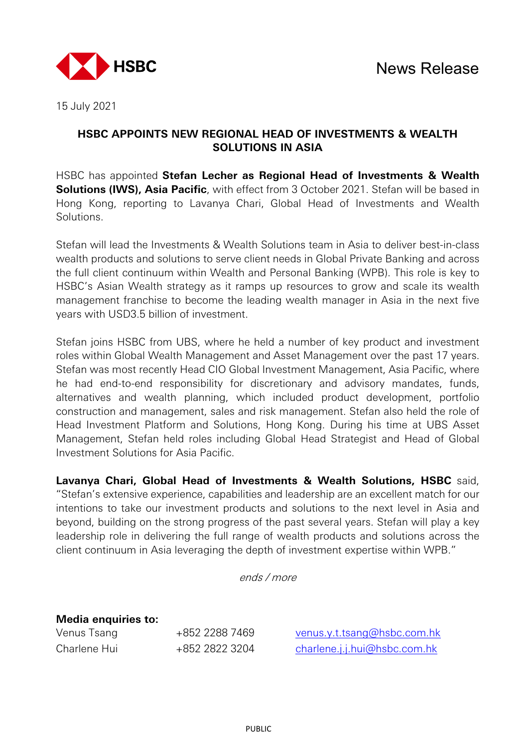News Release

15 July 2021

# HSBC APPOINTS NEW REGIONAL HEAD OF INVESTMENTS & WEALTH SOLUTIONS IN ASIA

HSBC has appointed **Stefan Lecher as Regional Head of Investments & Wealth Solutions (IWS), Asia Pacific**, with effect from 3 October 2021. Stefan will be based in Hong Kong, reporting to Lavanya Chari, Global Head of Investments and Wealth Solutions.

Stefan will lead the Investments & Wealth Solutions team in Asia to deliver best-in-class wealth products and solutions to serve client needs in Global Private Banking and across the full client continuum within Wealth and Personal Banking (WPB). This role is key to HSBC's Asian Wealth strategy as it ramps up resources to grow and scale its wealth management franchise to become the leading wealth manager in Asia in the next five years with USD3.5 billion of investment.

Stefan joins HSBC from UBS, where he held a number of key product and investment roles within Global Wealth Management and Asset Management over the past 17 years. Stefan was most recently Head CIO Global Investment Management, Asia Pacific, where he had end-to-end responsibility for discretionary and advisory mandates, funds, alternatives and wealth planning, which included product development, portfolio construction and management, sales and risk management. Stefan also held the role of Head Investment Platform and Solutions, Hong Kong. During his time at UBS Asset Management, Stefan held roles including Global Head Strategist and Head of Global Investment Solutions for Asia Pacific.

**Lavanya Chari, Global Head of Investments & Wealth Solutions, HSBC** said, "Stefan's extensive experience, capabilities and leadership are an excellent match for our intentions to take our investment products and solutions to the next level in Asia and beyond, building on the strong progress of the past several years. Stefan will play a key leadership role in delivering the full range of wealth products and solutions across the client continuum in Asia leveraging the depth of investment expertise within WPB."

*ends / more*

**Media enquiries to:**

| | | |
|---|---|---|
| Venus Tsang | +852 2288 7469 | venus.y.t.tsang@hsbc.com.hk |
| Charlene Hui | +852 2822 3204 | charlene.j.j.hui@hsbc.com.hk |

PUBLIC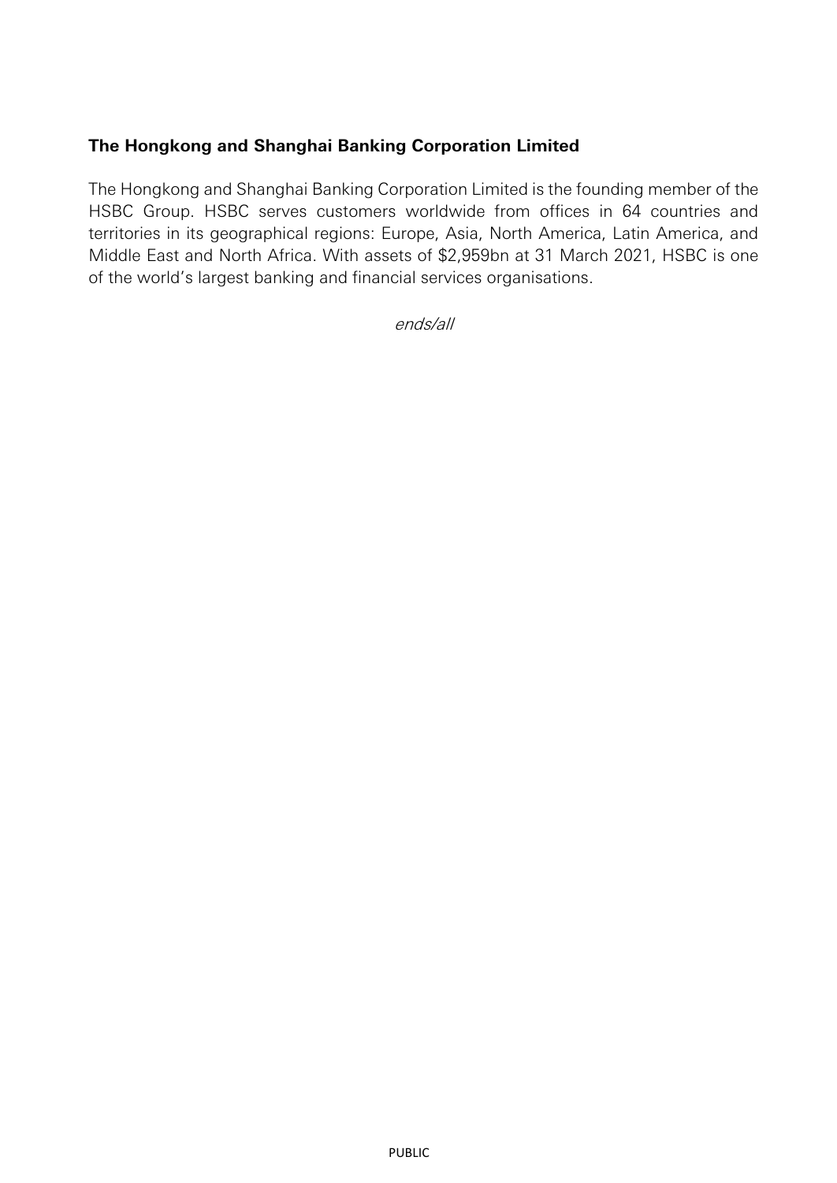**The Hongkong and Shanghai Banking Corporation Limited**

The Hongkong and Shanghai Banking Corporation Limited is the founding member of the HSBC Group. HSBC serves customers worldwide from offices in 64 countries and territories in its geographical regions: Europe, Asia, North America, Latin America, and Middle East and North Africa. With assets of $2,959bn at 31 March 2021, HSBC is one of the world's largest banking and financial services organisations.

*ends/all*